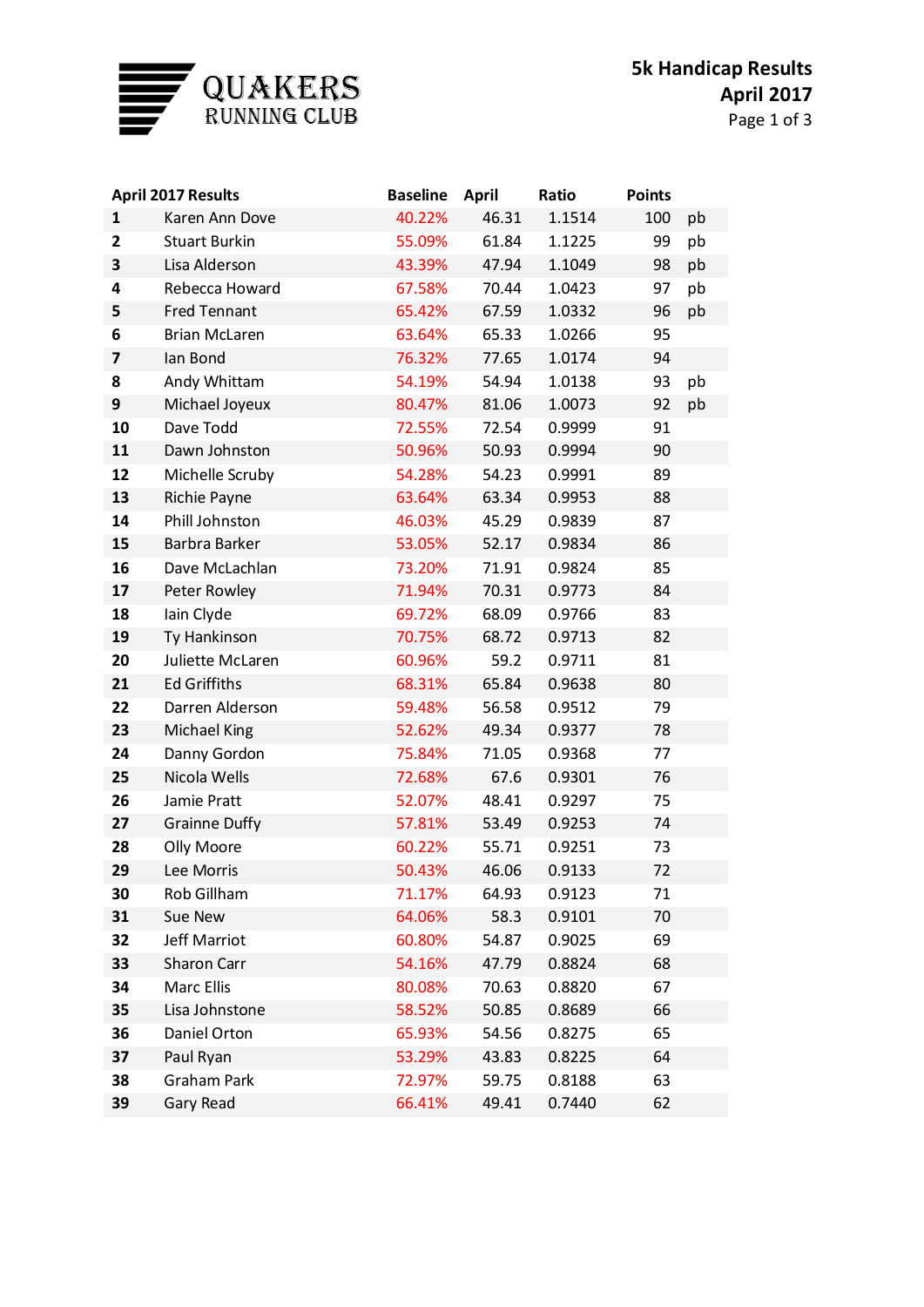QUAKERS RUNNING CLUB

# 5k Handicap Results
## April 2017

| April 2017 Results | | Baseline | April | Ratio | Points | |
|---|---|---|---|---|---|---|
| 1 | Karen Ann Dove | 40.22% | 46.31 | 1.1514 | 100 | pb |
| 2 | Stuart Burkin | 55.09% | 61.84 | 1.1225 | 99 | pb |
| 3 | Lisa Alderson | 43.39% | 47.94 | 1.1049 | 98 | pb |
| 4 | Rebecca Howard | 67.58% | 70.44 | 1.0423 | 97 | pb |
| 5 | Fred Tennant | 65.42% | 67.59 | 1.0332 | 96 | pb |
| 6 | Brian McLaren | 63.64% | 65.33 | 1.0266 | 95 | |
| 7 | Ian Bond | 76.32% | 77.65 | 1.0174 | 94 | |
| 8 | Andy Whittam | 54.19% | 54.94 | 1.0138 | 93 | pb |
| 9 | Michael Joyeux | 80.47% | 81.06 | 1.0073 | 92 | pb |
| 10 | Dave Todd | 72.55% | 72.54 | 0.9999 | 91 | |
| 11 | Dawn Johnston | 50.96% | 50.93 | 0.9994 | 90 | |
| 12 | Michelle Scruby | 54.28% | 54.23 | 0.9991 | 89 | |
| 13 | Richie Payne | 63.64% | 63.34 | 0.9953 | 88 | |
| 14 | Phill Johnston | 46.03% | 45.29 | 0.9839 | 87 | |
| 15 | Barbra Barker | 53.05% | 52.17 | 0.9834 | 86 | |
| 16 | Dave McLachlan | 73.20% | 71.91 | 0.9824 | 85 | |
| 17 | Peter Rowley | 71.94% | 70.31 | 0.9773 | 84 | |
| 18 | Iain Clyde | 69.72% | 68.09 | 0.9766 | 83 | |
| 19 | Ty Hankinson | 70.75% | 68.72 | 0.9713 | 82 | |
| 20 | Juliette McLaren | 60.96% | 59.2 | 0.9711 | 81 | |
| 21 | Ed Griffiths | 68.31% | 65.84 | 0.9638 | 80 | |
| 22 | Darren Alderson | 59.48% | 56.58 | 0.9512 | 79 | |
| 23 | Michael King | 52.62% | 49.34 | 0.9377 | 78 | |
| 24 | Danny Gordon | 75.84% | 71.05 | 0.9368 | 77 | |
| 25 | Nicola Wells | 72.68% | 67.6 | 0.9301 | 76 | |
| 26 | Jamie Pratt | 52.07% | 48.41 | 0.9297 | 75 | |
| 27 | Grainne Duffy | 57.81% | 53.49 | 0.9253 | 74 | |
| 28 | Olly Moore | 60.22% | 55.71 | 0.9251 | 73 | |
| 29 | Lee Morris | 50.43% | 46.06 | 0.9133 | 72 | |
| 30 | Rob Gillham | 71.17% | 64.93 | 0.9123 | 71 | |
| 31 | Sue New | 64.06% | 58.3 | 0.9101 | 70 | |
| 32 | Jeff Marriot | 60.80% | 54.87 | 0.9025 | 69 | |
| 33 | Sharon Carr | 54.16% | 47.79 | 0.8824 | 68 | |
| 34 | Marc Ellis | 80.08% | 70.63 | 0.8820 | 67 | |
| 35 | Lisa Johnstone | 58.52% | 50.85 | 0.8689 | 66 | |
| 36 | Daniel Orton | 65.93% | 54.56 | 0.8275 | 65 | |
| 37 | Paul Ryan | 53.29% | 43.83 | 0.8225 | 64 | |
| 38 | Graham Park | 72.97% | 59.75 | 0.8188 | 63 | |
| 39 | Gary Read | 66.41% | 49.41 | 0.7440 | 62 | |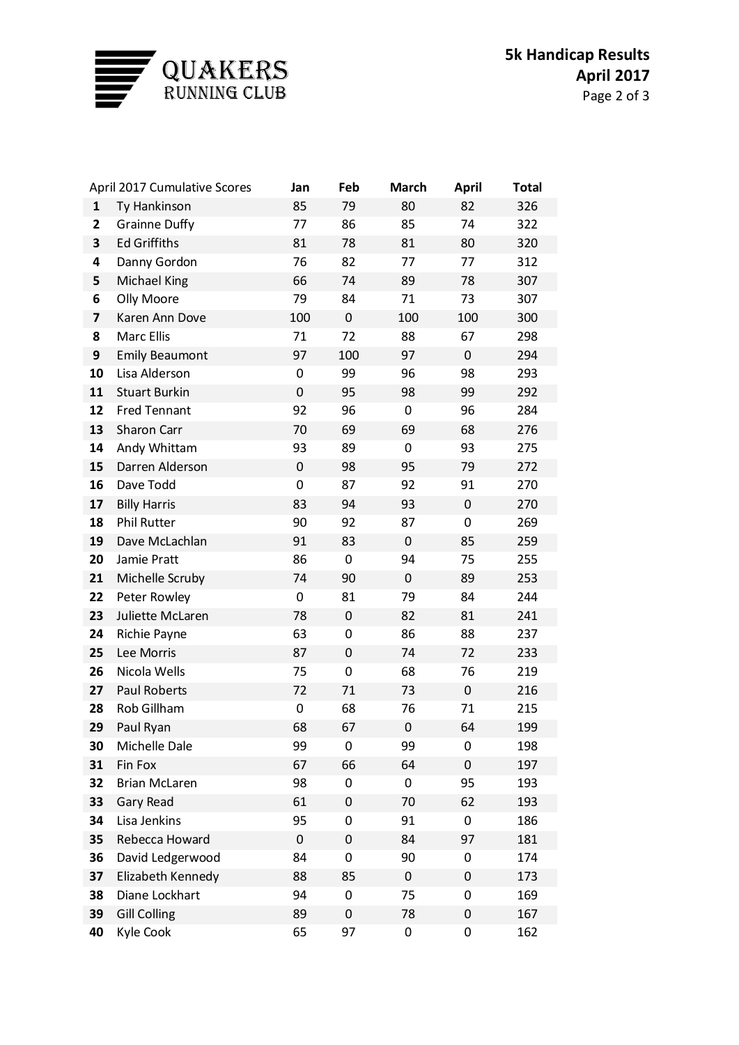QUAKERS RUNNING CLUB

# 5k Handicap Results
## April 2017

| | April 2017 Cumulative Scores | Jan | Feb | March | April | Total |
|---|---|---|---|---|---|---|
| **1** | Ty Hankinson | 85 | 79 | 80 | 82 | 326 |
| **2** | Grainne Duffy | 77 | 86 | 85 | 74 | 322 |
| **3** | Ed Griffiths | 81 | 78 | 81 | 80 | 320 |
| **4** | Danny Gordon | 76 | 82 | 77 | 77 | 312 |
| **5** | Michael King | 66 | 74 | 89 | 78 | 307 |
| **6** | Olly Moore | 79 | 84 | 71 | 73 | 307 |
| **7** | Karen Ann Dove | 100 | 0 | 100 | 100 | 300 |
| **8** | Marc Ellis | 71 | 72 | 88 | 67 | 298 |
| **9** | Emily Beaumont | 97 | 100 | 97 | 0 | 294 |
| **10** | Lisa Alderson | 0 | 99 | 96 | 98 | 293 |
| **11** | Stuart Burkin | 0 | 95 | 98 | 99 | 292 |
| **12** | Fred Tennant | 92 | 96 | 0 | 96 | 284 |
| **13** | Sharon Carr | 70 | 69 | 69 | 68 | 276 |
| **14** | Andy Whittam | 93 | 89 | 0 | 93 | 275 |
| **15** | Darren Alderson | 0 | 98 | 95 | 79 | 272 |
| **16** | Dave Todd | 0 | 87 | 92 | 91 | 270 |
| **17** | Billy Harris | 83 | 94 | 93 | 0 | 270 |
| **18** | Phil Rutter | 90 | 92 | 87 | 0 | 269 |
| **19** | Dave McLachlan | 91 | 83 | 0 | 85 | 259 |
| **20** | Jamie Pratt | 86 | 0 | 94 | 75 | 255 |
| **21** | Michelle Scruby | 74 | 90 | 0 | 89 | 253 |
| **22** | Peter Rowley | 0 | 81 | 79 | 84 | 244 |
| **23** | Juliette McLaren | 78 | 0 | 82 | 81 | 241 |
| **24** | Richie Payne | 63 | 0 | 86 | 88 | 237 |
| **25** | Lee Morris | 87 | 0 | 74 | 72 | 233 |
| **26** | Nicola Wells | 75 | 0 | 68 | 76 | 219 |
| **27** | Paul Roberts | 72 | 71 | 73 | 0 | 216 |
| **28** | Rob Gillham | 0 | 68 | 76 | 71 | 215 |
| **29** | Paul Ryan | 68 | 67 | 0 | 64 | 199 |
| **30** | Michelle Dale | 99 | 0 | 99 | 0 | 198 |
| **31** | Fin Fox | 67 | 66 | 64 | 0 | 197 |
| **32** | Brian McLaren | 98 | 0 | 0 | 95 | 193 |
| **33** | Gary Read | 61 | 0 | 70 | 62 | 193 |
| **34** | Lisa Jenkins | 95 | 0 | 91 | 0 | 186 |
| **35** | Rebecca Howard | 0 | 0 | 84 | 97 | 181 |
| **36** | David Ledgerwood | 84 | 0 | 90 | 0 | 174 |
| **37** | Elizabeth Kennedy | 88 | 85 | 0 | 0 | 173 |
| **38** | Diane Lockhart | 94 | 0 | 75 | 0 | 169 |
| **39** | Gill Colling | 89 | 0 | 78 | 0 | 167 |
| **40** | Kyle Cook | 65 | 97 | 0 | 0 | 162 |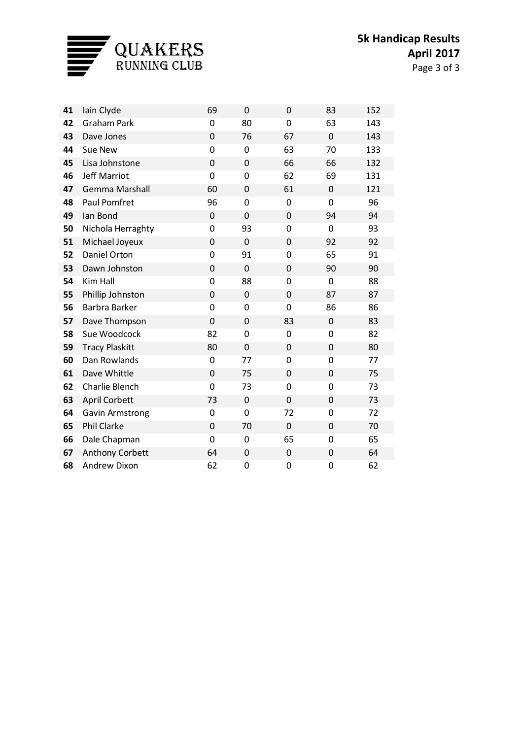QUAKERS RUNNING CLUB

**5k Handicap Results**
**April 2017**

| | | | | | | |
|---|---|---|---|---|---|---|
| **41** | Iain Clyde | 69 | 0 | 0 | 83 | 152 |
| **42** | Graham Park | 0 | 80 | 0 | 63 | 143 |
| **43** | Dave Jones | 0 | 76 | 67 | 0 | 143 |
| **44** | Sue New | 0 | 0 | 63 | 70 | 133 |
| **45** | Lisa Johnstone | 0 | 0 | 66 | 66 | 132 |
| **46** | Jeff Marriot | 0 | 0 | 62 | 69 | 131 |
| **47** | Gemma Marshall | 60 | 0 | 61 | 0 | 121 |
| **48** | Paul Pomfret | 96 | 0 | 0 | 0 | 96 |
| **49** | Ian Bond | 0 | 0 | 0 | 94 | 94 |
| **50** | Nichola Herraghty | 0 | 93 | 0 | 0 | 93 |
| **51** | Michael Joyeux | 0 | 0 | 0 | 92 | 92 |
| **52** | Daniel Orton | 0 | 91 | 0 | 65 | 91 |
| **53** | Dawn Johnston | 0 | 0 | 0 | 90 | 90 |
| **54** | Kim Hall | 0 | 88 | 0 | 0 | 88 |
| **55** | Phillip Johnston | 0 | 0 | 0 | 87 | 87 |
| **56** | Barbra Barker | 0 | 0 | 0 | 86 | 86 |
| **57** | Dave Thompson | 0 | 0 | 83 | 0 | 83 |
| **58** | Sue Woodcock | 82 | 0 | 0 | 0 | 82 |
| **59** | Tracy Plaskitt | 80 | 0 | 0 | 0 | 80 |
| **60** | Dan Rowlands | 0 | 77 | 0 | 0 | 77 |
| **61** | Dave Whittle | 0 | 75 | 0 | 0 | 75 |
| **62** | Charlie Blench | 0 | 73 | 0 | 0 | 73 |
| **63** | April Corbett | 73 | 0 | 0 | 0 | 73 |
| **64** | Gavin Armstrong | 0 | 0 | 72 | 0 | 72 |
| **65** | Phil Clarke | 0 | 70 | 0 | 0 | 70 |
| **66** | Dale Chapman | 0 | 0 | 65 | 0 | 65 |
| **67** | Anthony Corbett | 64 | 0 | 0 | 0 | 64 |
| **68** | Andrew Dixon | 62 | 0 | 0 | 0 | 62 |